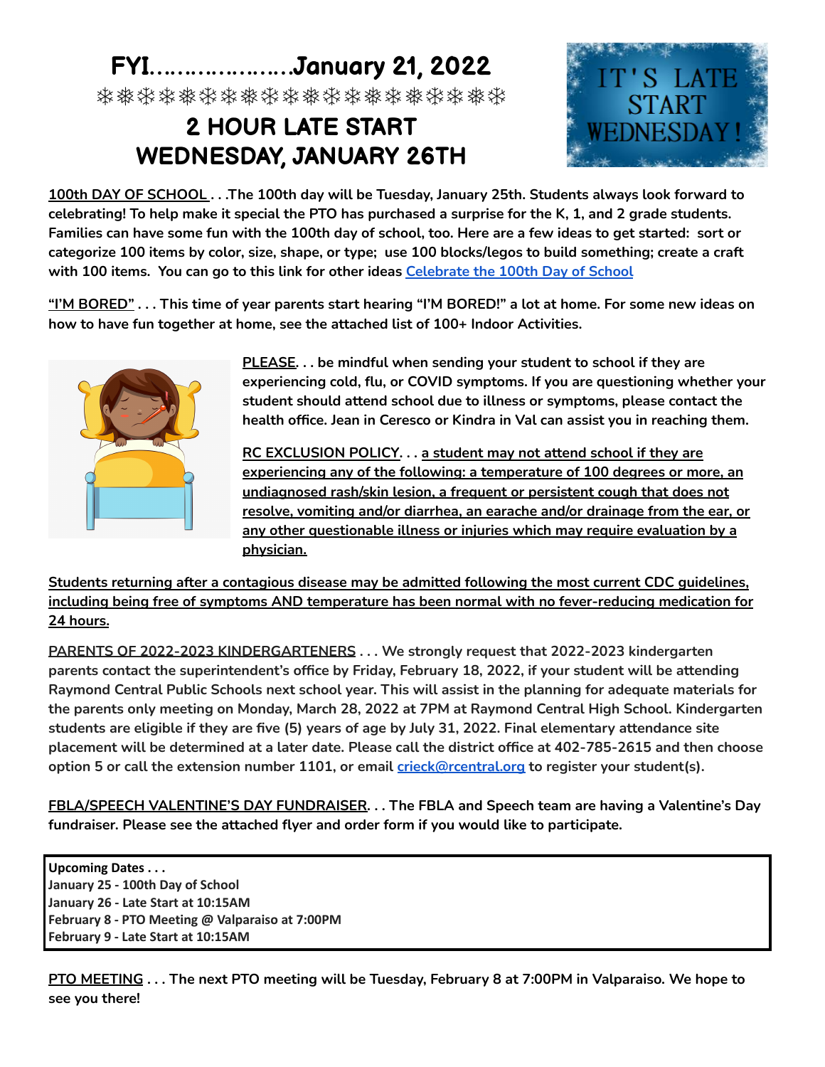# FYI…………………January 21, 2022

❄❄❄❄❄❄❄❄❄❄❄❄❄❄❄❄❄❄❄❄

## 2 HOUR LATE START
## WEDNESDAY, JANUARY 26TH

IT'S LATE START WEDNESDAY!

**100th DAY OF SCHOOL . . .The 100th day will be Tuesday, January 25th. Students always look forward to celebrating! To help make it special the PTO has purchased a surprise for the K, 1, and 2 grade students. Families can have some fun with the 100th day of school, too. Here are a few ideas to get started: sort or categorize 100 items by color, size, shape, or type; use 100 blocks/legos to build something; create a craft with 100 items. You can go to this link for other ideas [Celebrate the 100th Day of School]**

**"I'M BORED" . . . This time of year parents start hearing "I'M BORED!" a lot at home. For some new ideas on how to have fun together at home, see the attached list of 100+ Indoor Activities.**

**PLEASE. . . be mindful when sending your student to school if they are experiencing cold, flu, or COVID symptoms. If you are questioning whether your student should attend school due to illness or symptoms, please contact the health office. Jean in Ceresco or Kindra in Val can assist you in reaching them.**

**RC EXCLUSION POLICY. . . a student may not attend school if they are experiencing any of the following: a temperature of 100 degrees or more, an undiagnosed rash/skin lesion, a frequent or persistent cough that does not resolve, vomiting and/or diarrhea, an earache and/or drainage from the ear, or any other questionable illness or injuries which may require evaluation by a physician.**

**Students returning after a contagious disease may be admitted following the most current CDC guidelines, including being free of symptoms AND temperature has been normal with no fever-reducing medication for 24 hours.**

**PARENTS OF 2022-2023 KINDERGARTENERS . . . We strongly request that 2022-2023 kindergarten parents contact the superintendent's office by Friday, February 18, 2022, if your student will be attending Raymond Central Public Schools next school year. This will assist in the planning for adequate materials for the parents only meeting on Monday, March 28, 2022 at 7PM at Raymond Central High School. Kindergarten students are eligible if they are five (5) years of age by July 31, 2022. Final elementary attendance site placement will be determined at a later date. Please call the district office at 402-785-2615 and then choose option 5 or call the extension number 1101, or email crieck@rcentral.org to register your student(s).**

**FBLA/SPEECH VALENTINE'S DAY FUNDRAISER. . . The FBLA and Speech team are having a Valentine's Day fundraiser. Please see the attached flyer and order form if you would like to participate.**

**Upcoming Dates . . .**
**January 25 - 100th Day of School**
**January 26 - Late Start at 10:15AM**
**February 8 - PTO Meeting @ Valparaiso at 7:00PM**
**February 9 - Late Start at 10:15AM**

**PTO MEETING . . . The next PTO meeting will be Tuesday, February 8 at 7:00PM in Valparaiso. We hope to see you there!**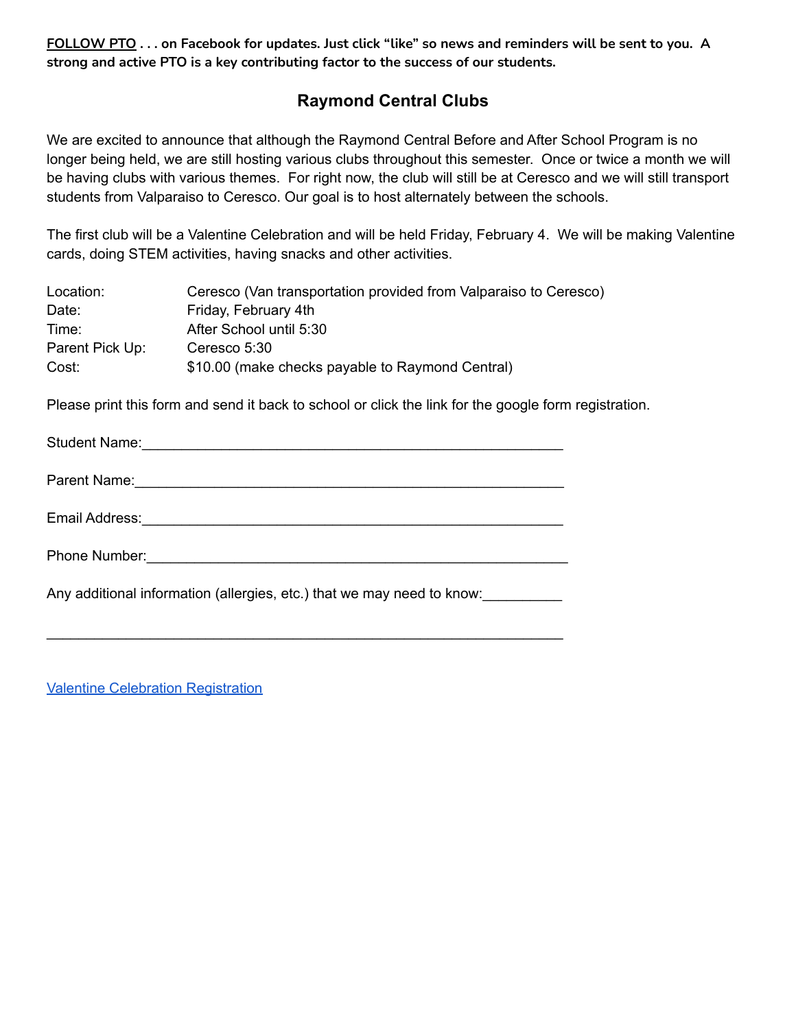**<u>FOLLOW PTO</u> . . . on Facebook for updates. Just click "like" so news and reminders will be sent to you. A strong and active PTO is a key contributing factor to the success of our students.**

## Raymond Central Clubs

We are excited to announce that although the Raymond Central Before and After School Program is no longer being held, we are still hosting various clubs throughout this semester. Once or twice a month we will be having clubs with various themes. For right now, the club will still be at Ceresco and we will still transport students from Valparaiso to Ceresco. Our goal is to host alternately between the schools.

The first club will be a Valentine Celebration and will be held Friday, February 4. We will be making Valentine cards, doing STEM activities, having snacks and other activities.

| | |
|---|---|
| Location: | Ceresco (Van transportation provided from Valparaiso to Ceresco) |
| Date: | Friday, February 4th |
| Time: | After School until 5:30 |
| Parent Pick Up: | Ceresco 5:30 |
| Cost: | $10.00 (make checks payable to Raymond Central) |

Please print this form and send it back to school or click the link for the google form registration.

Student Name:_______________________________________________________

Parent Name:________________________________________________________

Email Address:_______________________________________________________

Phone Number:_______________________________________________________

Any additional information (allergies, etc.) that we may need to know:__________

___________________________________________________________________

[Valentine Celebration Registration]